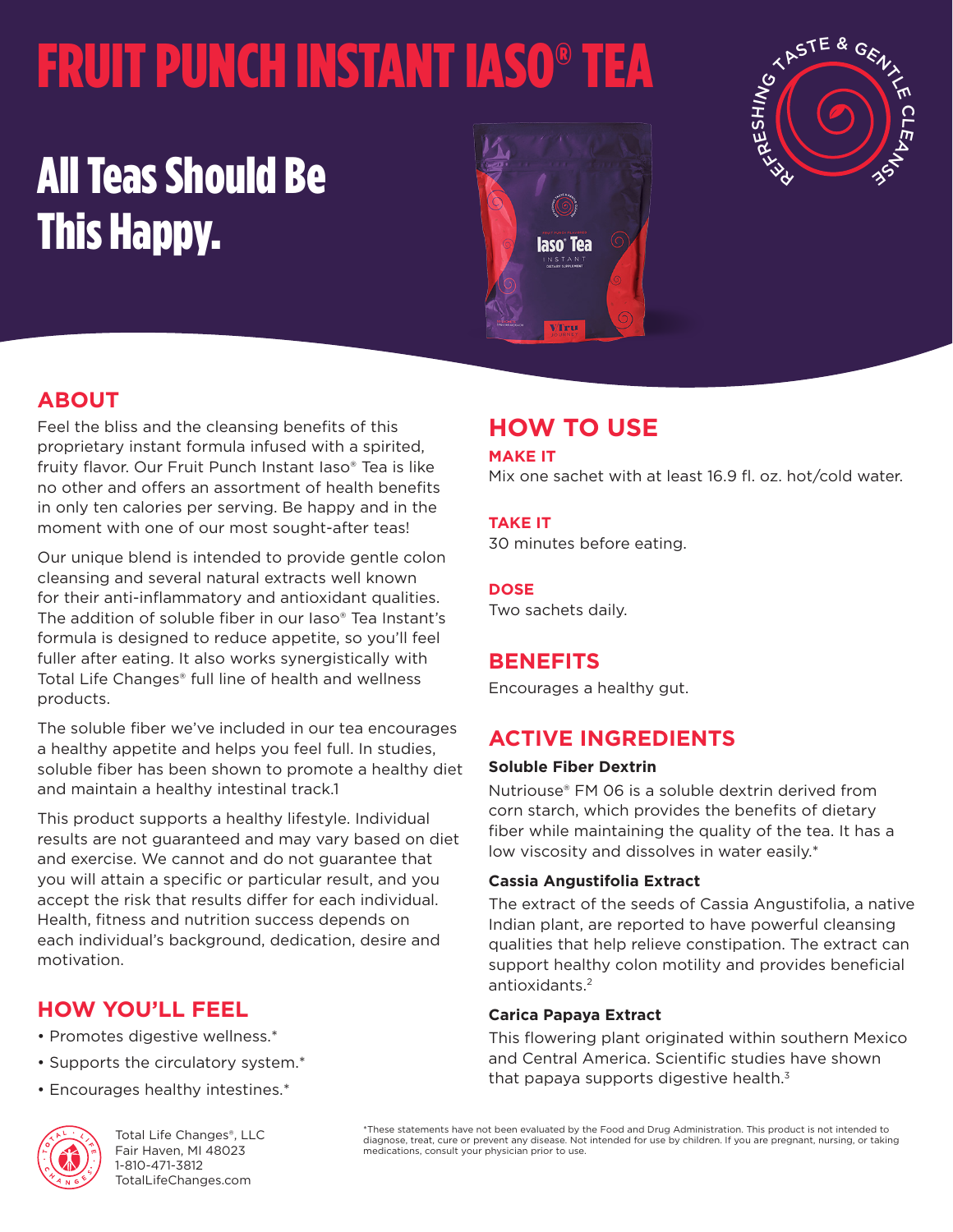# FRUIT PUNCH INSTANT IASO® TEA

## All Teas Should Be This Happy.

REFRESHING TASTE & GENTLE CLEANSE

## ABOUT

Feel the bliss and the cleansing benefits of this proprietary instant formula infused with a spirited, fruity flavor. Our Fruit Punch Instant Iaso® Tea is like no other and offers an assortment of health benefits in only ten calories per serving. Be happy and in the moment with one of our most sought-after teas!

Our unique blend is intended to provide gentle colon cleansing and several natural extracts well known for their anti-inflammatory and antioxidant qualities. The addition of soluble fiber in our Iaso® Tea Instant's formula is designed to reduce appetite, so you'll feel fuller after eating. It also works synergistically with Total Life Changes® full line of health and wellness products.

The soluble fiber we've included in our tea encourages a healthy appetite and helps you feel full. In studies, soluble fiber has been shown to promote a healthy diet and maintain a healthy intestinal track.1

This product supports a healthy lifestyle. Individual results are not guaranteed and may vary based on diet and exercise. We cannot and do not guarantee that you will attain a specific or particular result, and you accept the risk that results differ for each individual. Health, fitness and nutrition success depends on each individual's background, dedication, desire and motivation.

## HOW YOU'LL FEEL

- Promotes digestive wellness.*
- Supports the circulatory system.*
- Encourages healthy intestines.*

## HOW TO USE

### MAKE IT

Mix one sachet with at least 16.9 fl. oz. hot/cold water.

### TAKE IT

30 minutes before eating.

### DOSE

Two sachets daily.

## BENEFITS

Encourages a healthy gut.

## ACTIVE INGREDIENTS

**Soluble Fiber Dextrin**

Nutriouse® FM 06 is a soluble dextrin derived from corn starch, which provides the benefits of dietary fiber while maintaining the quality of the tea. It has a low viscosity and dissolves in water easily.*

**Cassia Angustifolia Extract**

The extract of the seeds of Cassia Angustifolia, a native Indian plant, are reported to have powerful cleansing qualities that help relieve constipation. The extract can support healthy colon motility and provides beneficial antioxidants.[2]

**Carica Papaya Extract**

This flowering plant originated within southern Mexico and Central America. Scientific studies have shown that papaya supports digestive health.[3]

Total Life Changes®, LLC
Fair Haven, MI 48023
1-810-471-3812
TotalLifeChanges.com

*These statements have not been evaluated by the Food and Drug Administration. This product is not intended to diagnose, treat, cure or prevent any disease. Not intended for use by children. If you are pregnant, nursing, or taking medications, consult your physician prior to use.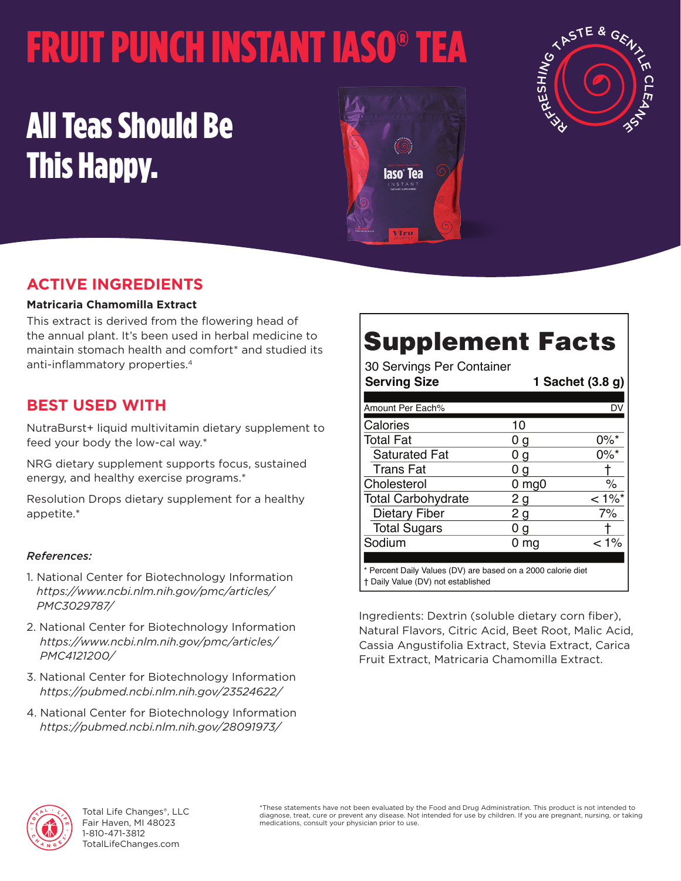# FRUIT PUNCH INSTANT IASO® TEA

## All Teas Should Be This Happy.

REFRESHING TASTE & GENTLE CLEANSE

## ACTIVE INGREDIENTS

**Matricaria Chamomilla Extract**

This extract is derived from the flowering head of the annual plant. It's been used in herbal medicine to maintain stomach health and comfort* and studied its anti-inflammatory properties.[4]

## BEST USED WITH

NutraBurst+ liquid multivitamin dietary supplement to feed your body the low-cal way.*

NRG dietary supplement supports focus, sustained energy, and healthy exercise programs.*

Resolution Drops dietary supplement for a healthy appetite.*

*References:*

1. National Center for Biotechnology Information *https://www.ncbi.nlm.nih.gov/pmc/articles/PMC3029787/*
2. National Center for Biotechnology Information *https://www.ncbi.nlm.nih.gov/pmc/articles/PMC4121200/*
3. National Center for Biotechnology Information *https://pubmed.ncbi.nlm.nih.gov/23524622/*
4. National Center for Biotechnology Information *https://pubmed.ncbi.nlm.nih.gov/28091973/*

## Supplement Facts

30 Servings Per Container

**Serving Size** **1 Sachet (3.8 g)**

| Amount Per Each% | | DV |
|---|---|---|
| Calories | 10 | |
| Total Fat | 0 g | 0%* |
| Saturated Fat | 0 g | 0%* |
| Trans Fat | 0 g | † |
| Cholesterol | 0 mg0 | % |
| Total Carbohydrate | 2 g | < 1%* |
| Dietary Fiber | 2 g | 7% |
| Total Sugars | 0 g | † |
| Sodium | 0 mg | < 1% |

\* Percent Daily Values (DV) are based on a 2000 calorie diet
† Daily Value (DV) not established

Ingredients: Dextrin (soluble dietary corn fiber), Natural Flavors, Citric Acid, Beet Root, Malic Acid, Cassia Angustifolia Extract, Stevia Extract, Carica Fruit Extract, Matricaria Chamomilla Extract.

Total Life Changes®, LLC
Fair Haven, MI 48023
1-810-471-3812
TotalLifeChanges.com

*These statements have not been evaluated by the Food and Drug Administration. This product is not intended to diagnose, treat, cure or prevent any disease. Not intended for use by children. If you are pregnant, nursing, or taking medications, consult your physician prior to use.